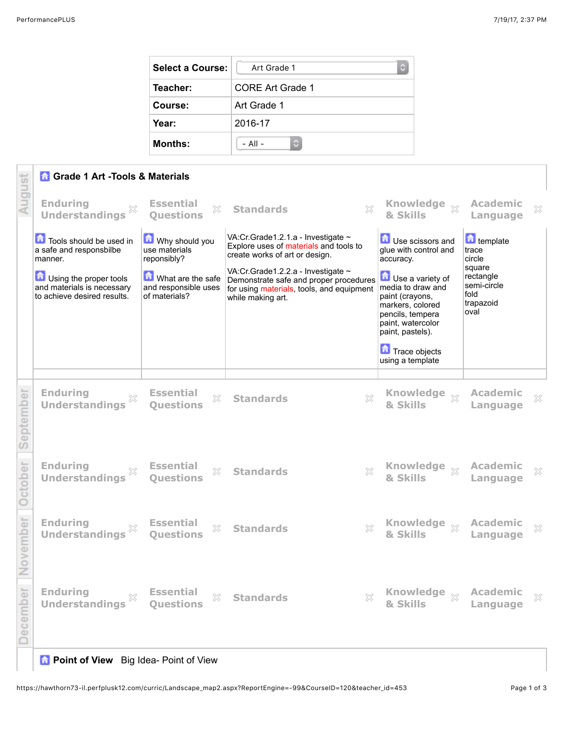| Select a Course: | Art Grade 1 |
|---|---|
| Teacher: | CORE Art Grade 1 |
| Course: | Art Grade 1 |
| Year: | 2016-17 |
| Months: | - All - |

## August

### Grade 1 Art -Tools & Materials

| Enduring Understandings | Essential Questions | Standards | Knowledge & Skills | Academic Language |
|---|---|---|---|---|
| Tools should be used in a safe and responsbilbe manner.<br><br>Using the proper tools and materials is necessary to achieve desired results. | Why should you use materials reponsibly?<br><br>What are the safe and responsible uses of materials? | VA:Cr.Grade1.2.1.a - Investigate ~ Explore uses of materials and tools to create works of art or design.<br><br>VA:Cr.Grade1.2.2.a - Investigate ~ Demonstrate safe and proper procedures for using materials, tools, and equipment while making art. | Use scissors and glue with control and accuracy.<br><br>Use a variety of media to draw and paint (crayons, markers, colored pencils, tempera paint, watercolor paint, pastels).<br><br>Trace objects using a template | template<br>trace<br>circle<br>square<br>rectangle<br>semi-circle<br>fold<br>trapazoid<br>oval |

## September

| Enduring Understandings | Essential Questions | Standards | Knowledge & Skills | Academic Language |
|---|---|---|---|---|

## October

| Enduring Understandings | Essential Questions | Standards | Knowledge & Skills | Academic Language |
|---|---|---|---|---|

## November

| Enduring Understandings | Essential Questions | Standards | Knowledge & Skills | Academic Language |
|---|---|---|---|---|

## December

| Enduring Understandings | Essential Questions | Standards | Knowledge & Skills | Academic Language |
|---|---|---|---|---|

### Point of View

Big Idea- Point of View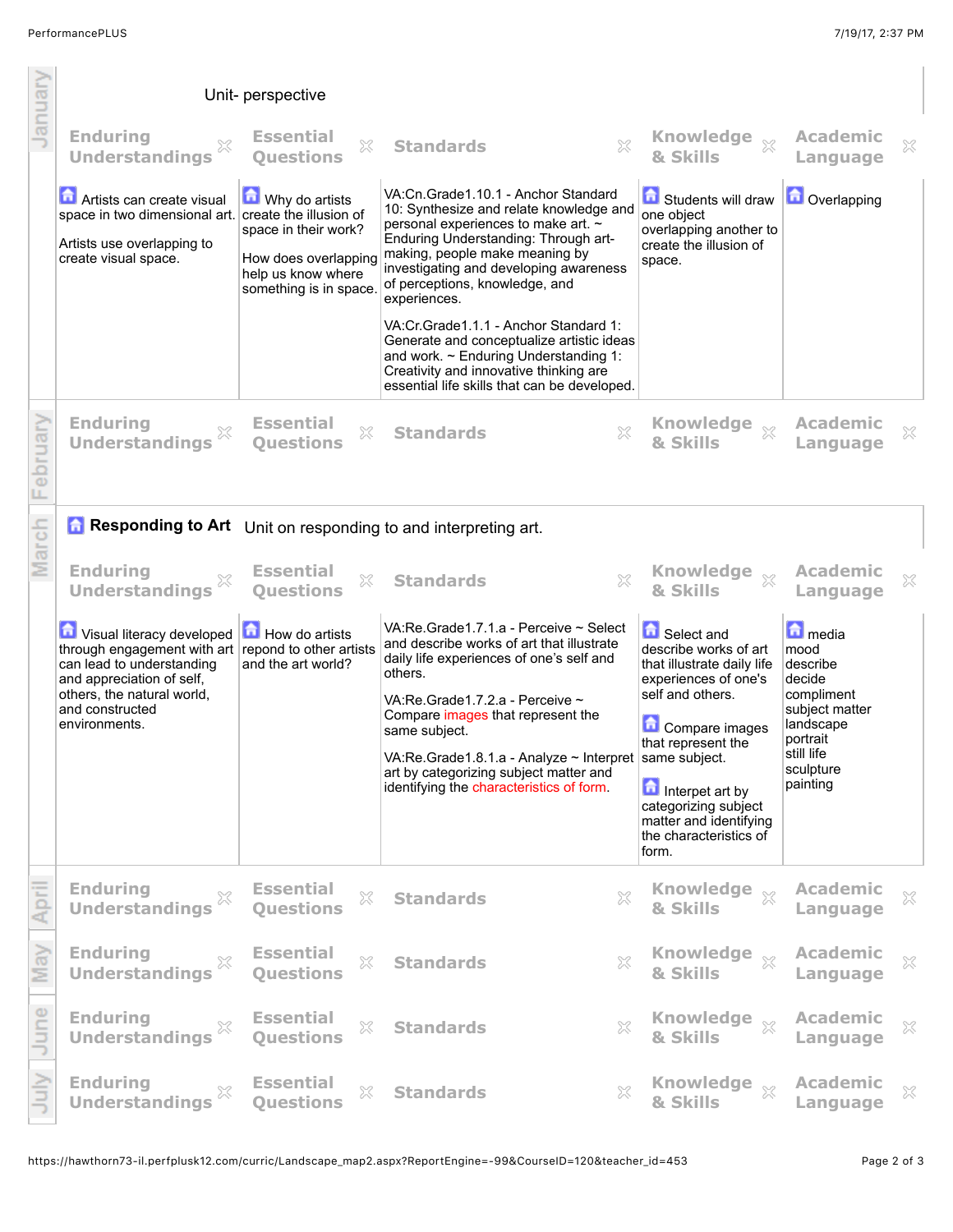## January

Unit- perspective

| Enduring Understandings | Essential Questions | Standards | Knowledge & Skills | Academic Language |
| --- | --- | --- | --- | --- |
| Artists can create visual space in two dimensional art.<br><br>Artists use overlapping to create visual space. | Why do artists create the illusion of space in their work?<br><br>How does overlapping help us know where something is in space. | VA:Cn.Grade1.10.1 - Anchor Standard 10: Synthesize and relate knowledge and personal experiences to make art. ~ Enduring Understanding: Through art-making, people make meaning by investigating and developing awareness of perceptions, knowledge, and experiences.<br><br>VA:Cr.Grade1.1.1 - Anchor Standard 1: Generate and conceptualize artistic ideas and work. ~ Enduring Understanding 1: Creativity and innovative thinking are essential life skills that can be developed. | Students will draw one object overlapping another to create the illusion of space. | Overlapping |

## February

| Enduring Understandings | Essential Questions | Standards | Knowledge & Skills | Academic Language |
| --- | --- | --- | --- | --- |

## March

**Responding to Art** Unit on responding to and interpreting art.

| Enduring Understandings | Essential Questions | Standards | Knowledge & Skills | Academic Language |
| --- | --- | --- | --- | --- |
| Visual literacy developed through engagement with art can lead to understanding and appreciation of self, others, the natural world, and constructed environments. | How do artists repond to other artists and the art world? | VA:Re.Grade1.7.1.a - Perceive ~ Select and describe works of art that illustrate daily life experiences of one's self and others.<br><br>VA:Re.Grade1.7.2.a - Perceive ~ Compare images that represent the same subject.<br><br>VA:Re.Grade1.8.1.a - Analyze ~ Interpret art by categorizing subject matter and identifying the characteristics of form. | Select and describe works of art that illustrate daily life experiences of one's self and others.<br><br>Compare images that represent the same subject.<br><br>Interpet art by categorizing subject matter and identifying the characteristics of form. | media<br>mood<br>describe<br>decide<br>compliment<br>subject matter<br>landscape<br>portrait<br>still life<br>sculpture<br>painting |

## April

| Enduring Understandings | Essential Questions | Standards | Knowledge & Skills | Academic Language |
| --- | --- | --- | --- | --- |

## May

| Enduring Understandings | Essential Questions | Standards | Knowledge & Skills | Academic Language |
| --- | --- | --- | --- | --- |

## June

| Enduring Understandings | Essential Questions | Standards | Knowledge & Skills | Academic Language |
| --- | --- | --- | --- | --- |

## July

| Enduring Understandings | Essential Questions | Standards | Knowledge & Skills | Academic Language |
| --- | --- | --- | --- | --- |